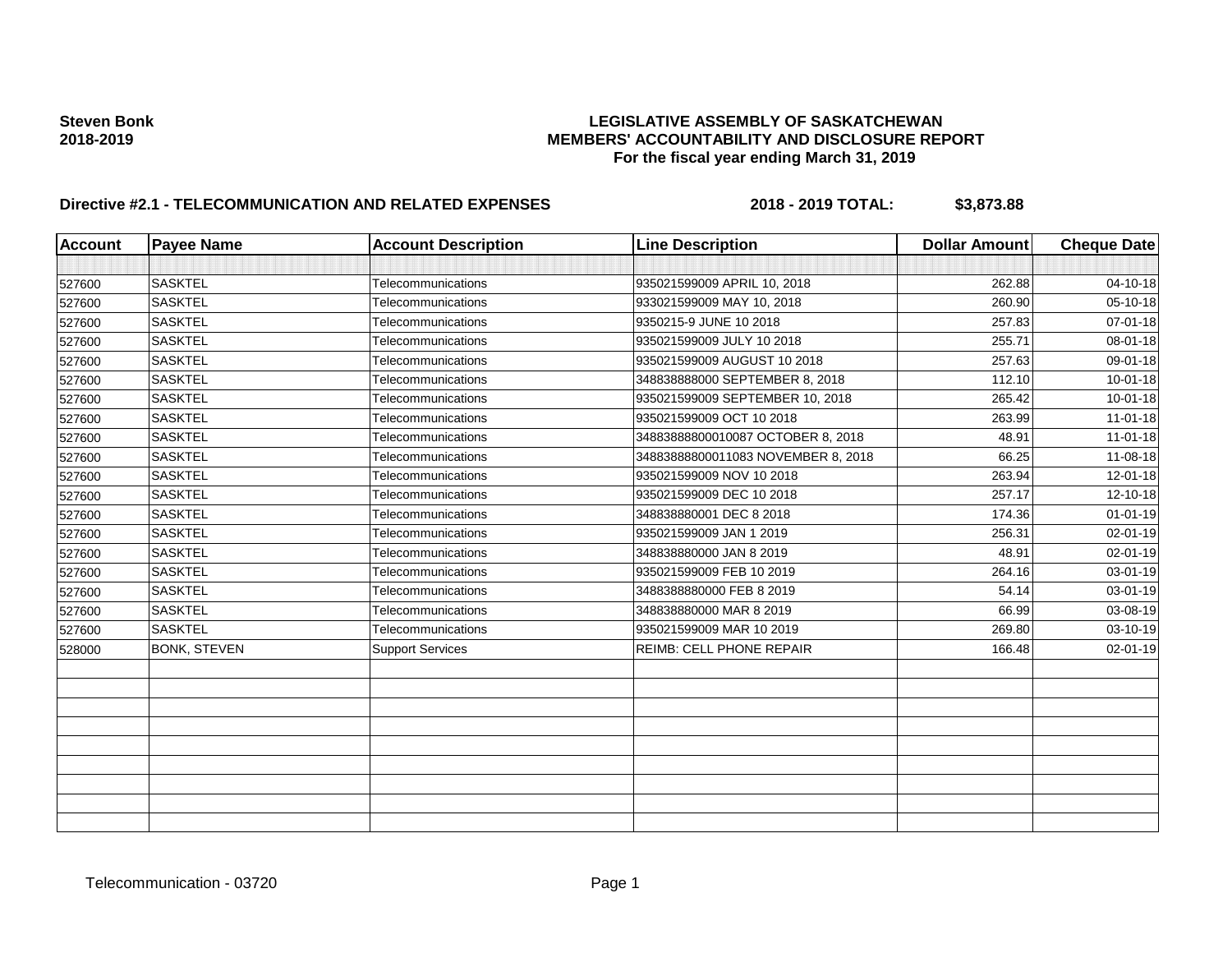**Steven Bonk**
**2018-2019**

**LEGISLATIVE ASSEMBLY OF SASKATCHEWAN**
**MEMBERS' ACCOUNTABILITY AND DISCLOSURE REPORT**
**For the fiscal year ending March 31, 2019**

**Directive #2.1 - TELECOMMUNICATION AND RELATED EXPENSES** **2018 - 2019 TOTAL: $3,873.88**

| Account | Payee Name | Account Description | Line Description | Dollar Amount | Cheque Date |
|---|---|---|---|---|---|
| | | | | | |
| 527600 | SASKTEL | Telecommunications | 935021599009 APRIL 10, 2018 | 262.88 | 04-10-18 |
| 527600 | SASKTEL | Telecommunications | 933021599009 MAY 10, 2018 | 260.90 | 05-10-18 |
| 527600 | SASKTEL | Telecommunications | 9350215-9 JUNE 10 2018 | 257.83 | 07-01-18 |
| 527600 | SASKTEL | Telecommunications | 935021599009 JULY 10 2018 | 255.71 | 08-01-18 |
| 527600 | SASKTEL | Telecommunications | 935021599009 AUGUST 10 2018 | 257.63 | 09-01-18 |
| 527600 | SASKTEL | Telecommunications | 348838888000 SEPTEMBER 8, 2018 | 112.10 | 10-01-18 |
| 527600 | SASKTEL | Telecommunications | 935021599009 SEPTEMBER 10, 2018 | 265.42 | 10-01-18 |
| 527600 | SASKTEL | Telecommunications | 935021599009 OCT 10 2018 | 263.99 | 11-01-18 |
| 527600 | SASKTEL | Telecommunications | 34883888800010087 OCTOBER 8, 2018 | 48.91 | 11-01-18 |
| 527600 | SASKTEL | Telecommunications | 34883888800011083 NOVEMBER 8, 2018 | 66.25 | 11-08-18 |
| 527600 | SASKTEL | Telecommunications | 935021599009 NOV 10 2018 | 263.94 | 12-01-18 |
| 527600 | SASKTEL | Telecommunications | 935021599009 DEC 10 2018 | 257.17 | 12-10-18 |
| 527600 | SASKTEL | Telecommunications | 348838880001 DEC 8 2018 | 174.36 | 01-01-19 |
| 527600 | SASKTEL | Telecommunications | 935021599009 JAN 1 2019 | 256.31 | 02-01-19 |
| 527600 | SASKTEL | Telecommunications | 348838880000 JAN 8 2019 | 48.91 | 02-01-19 |
| 527600 | SASKTEL | Telecommunications | 935021599009 FEB 10 2019 | 264.16 | 03-01-19 |
| 527600 | SASKTEL | Telecommunications | 3488388880000 FEB 8 2019 | 54.14 | 03-01-19 |
| 527600 | SASKTEL | Telecommunications | 348838880000 MAR 8 2019 | 66.99 | 03-08-19 |
| 527600 | SASKTEL | Telecommunications | 935021599009 MAR 10 2019 | 269.80 | 03-10-19 |
| 528000 | BONK, STEVEN | Support Services | REIMB: CELL PHONE REPAIR | 166.48 | 02-01-19 |
| | | | | | |
| | | | | | |
| | | | | | |
| | | | | | |
| | | | | | |
| | | | | | |
| | | | | | |
| | | | | | |
| | | | | | |

Telecommunication - 03720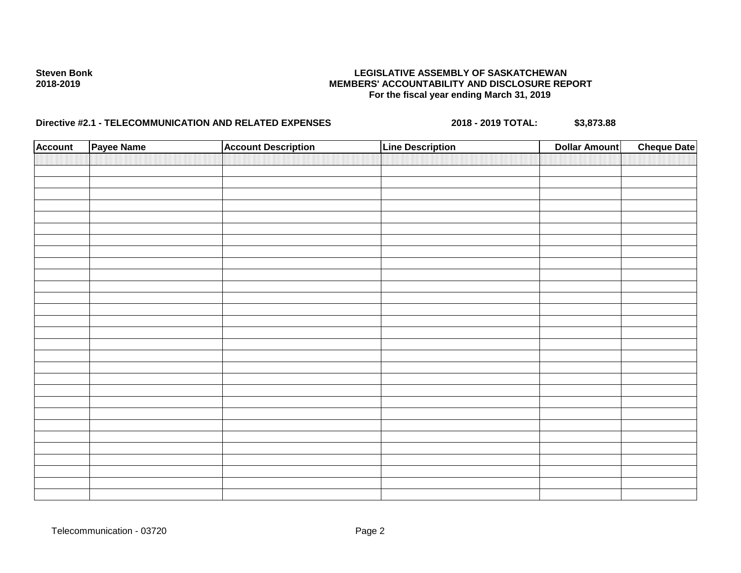**Steven Bonk**
**2018-2019**

**LEGISLATIVE ASSEMBLY OF SASKATCHEWAN**
**MEMBERS' ACCOUNTABILITY AND DISCLOSURE REPORT**
**For the fiscal year ending March 31, 2019**

**Directive #2.1 - TELECOMMUNICATION AND RELATED EXPENSES** **2018 - 2019 TOTAL:** **$3,873.88**

| Account | Payee Name | Account Description | Line Description | Dollar Amount | Cheque Date |
|---|---|---|---|---|---|
| | | | | | |

Telecommunication - 03720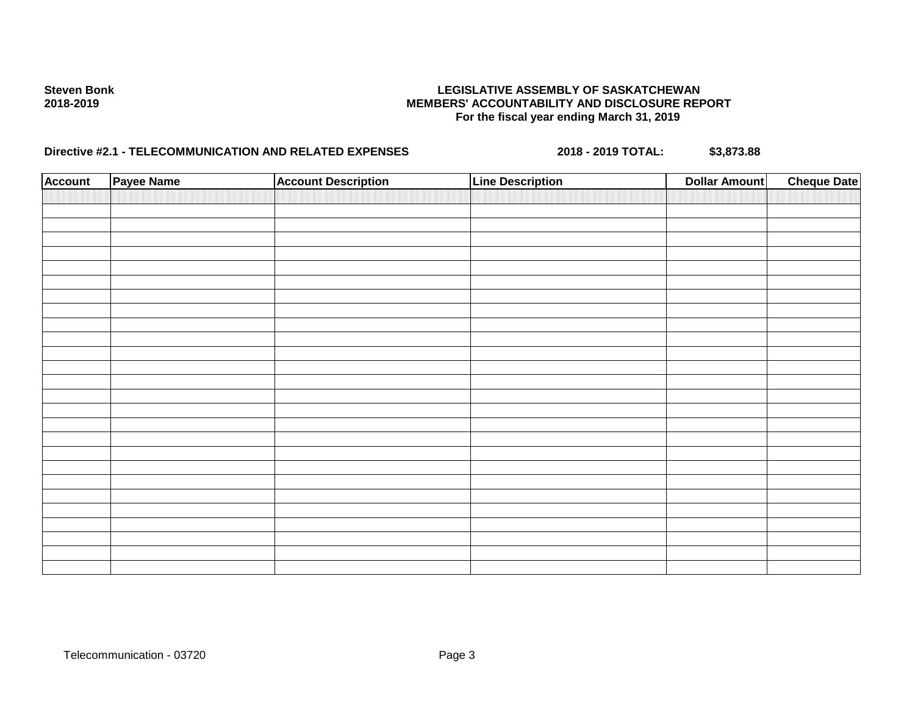**Steven Bonk**
**2018-2019**

**LEGISLATIVE ASSEMBLY OF SASKATCHEWAN**
**MEMBERS' ACCOUNTABILITY AND DISCLOSURE REPORT**
**For the fiscal year ending March 31, 2019**

**Directive #2.1 - TELECOMMUNICATION AND RELATED EXPENSES** **2018 - 2019 TOTAL: $3,873.88**

| Account | Payee Name | Account Description | Line Description | Dollar Amount | Cheque Date |
|---|---|---|---|---|---|
| | | | | | |

Telecommunication - 03720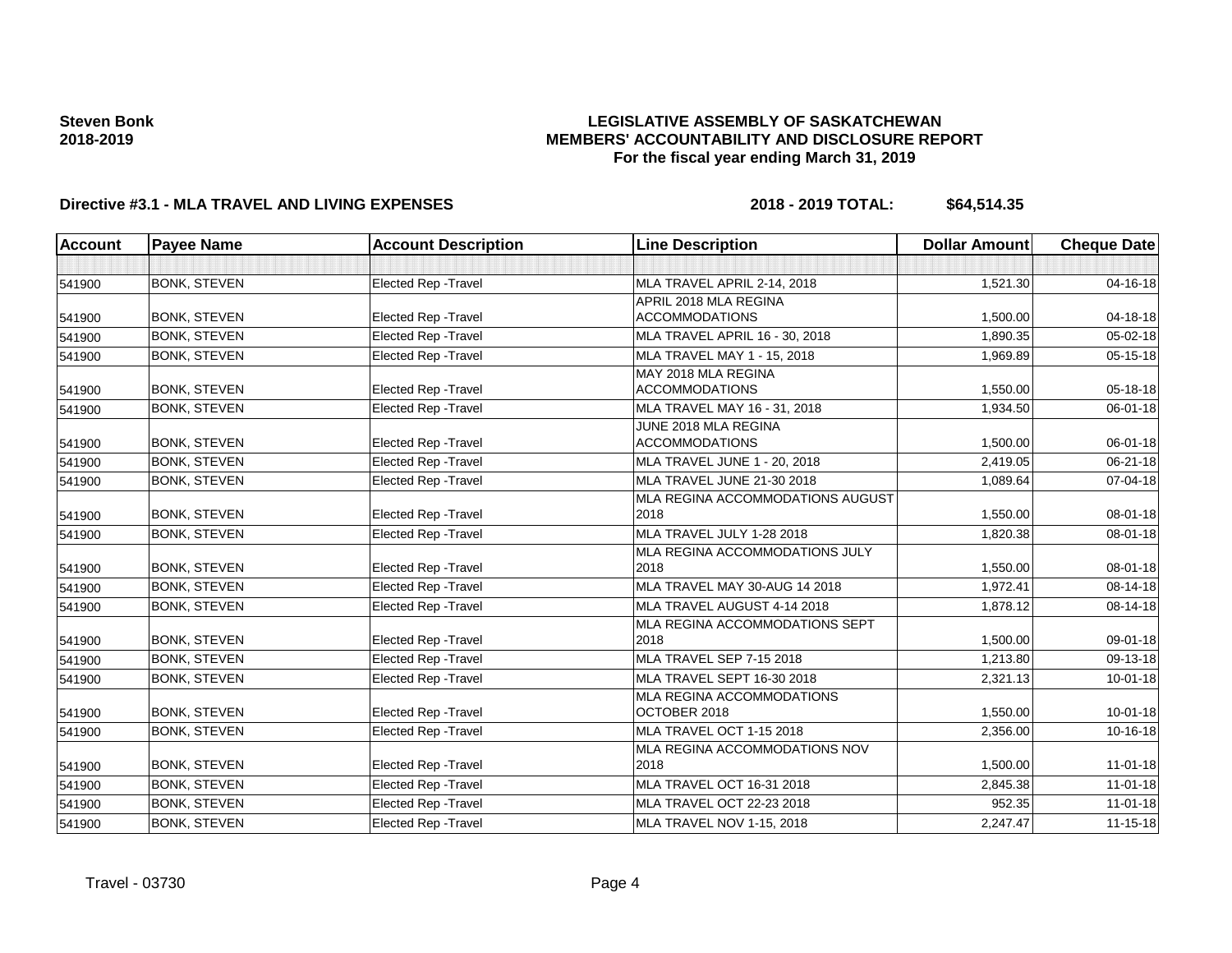**Steven Bonk**
**2018-2019**

**LEGISLATIVE ASSEMBLY OF SASKATCHEWAN**
**MEMBERS' ACCOUNTABILITY AND DISCLOSURE REPORT**
**For the fiscal year ending March 31, 2019**

**Directive #3.1 - MLA TRAVEL AND LIVING EXPENSES** **2018 - 2019 TOTAL: $64,514.35**

| Account | Payee Name | Account Description | Line Description | Dollar Amount | Cheque Date |
|---|---|---|---|---|---|
| | | | | | |
| 541900 | BONK, STEVEN | Elected Rep -Travel | MLA TRAVEL APRIL 2-14, 2018 | 1,521.30 | 04-16-18 |
| 541900 | BONK, STEVEN | Elected Rep -Travel | APRIL 2018 MLA REGINA ACCOMMODATIONS | 1,500.00 | 04-18-18 |
| 541900 | BONK, STEVEN | Elected Rep -Travel | MLA TRAVEL APRIL 16 - 30, 2018 | 1,890.35 | 05-02-18 |
| 541900 | BONK, STEVEN | Elected Rep -Travel | MLA TRAVEL MAY 1 - 15, 2018 | 1,969.89 | 05-15-18 |
| 541900 | BONK, STEVEN | Elected Rep -Travel | MAY 2018 MLA REGINA ACCOMMODATIONS | 1,550.00 | 05-18-18 |
| 541900 | BONK, STEVEN | Elected Rep -Travel | MLA TRAVEL MAY 16 - 31, 2018 | 1,934.50 | 06-01-18 |
| 541900 | BONK, STEVEN | Elected Rep -Travel | JUNE 2018 MLA REGINA ACCOMMODATIONS | 1,500.00 | 06-01-18 |
| 541900 | BONK, STEVEN | Elected Rep -Travel | MLA TRAVEL JUNE 1 - 20, 2018 | 2,419.05 | 06-21-18 |
| 541900 | BONK, STEVEN | Elected Rep -Travel | MLA TRAVEL JUNE 21-30 2018 | 1,089.64 | 07-04-18 |
| 541900 | BONK, STEVEN | Elected Rep -Travel | MLA REGINA ACCOMMODATIONS AUGUST 2018 | 1,550.00 | 08-01-18 |
| 541900 | BONK, STEVEN | Elected Rep -Travel | MLA TRAVEL JULY 1-28 2018 | 1,820.38 | 08-01-18 |
| 541900 | BONK, STEVEN | Elected Rep -Travel | MLA REGINA ACCOMMODATIONS JULY 2018 | 1,550.00 | 08-01-18 |
| 541900 | BONK, STEVEN | Elected Rep -Travel | MLA TRAVEL MAY 30-AUG 14 2018 | 1,972.41 | 08-14-18 |
| 541900 | BONK, STEVEN | Elected Rep -Travel | MLA TRAVEL AUGUST 4-14 2018 | 1,878.12 | 08-14-18 |
| 541900 | BONK, STEVEN | Elected Rep -Travel | MLA REGINA ACCOMMODATIONS SEPT 2018 | 1,500.00 | 09-01-18 |
| 541900 | BONK, STEVEN | Elected Rep -Travel | MLA TRAVEL SEP 7-15 2018 | 1,213.80 | 09-13-18 |
| 541900 | BONK, STEVEN | Elected Rep -Travel | MLA TRAVEL SEPT 16-30 2018 | 2,321.13 | 10-01-18 |
| 541900 | BONK, STEVEN | Elected Rep -Travel | MLA REGINA ACCOMMODATIONS OCTOBER 2018 | 1,550.00 | 10-01-18 |
| 541900 | BONK, STEVEN | Elected Rep -Travel | MLA TRAVEL OCT 1-15 2018 | 2,356.00 | 10-16-18 |
| 541900 | BONK, STEVEN | Elected Rep -Travel | MLA REGINA ACCOMMODATIONS NOV 2018 | 1,500.00 | 11-01-18 |
| 541900 | BONK, STEVEN | Elected Rep -Travel | MLA TRAVEL OCT 16-31 2018 | 2,845.38 | 11-01-18 |
| 541900 | BONK, STEVEN | Elected Rep -Travel | MLA TRAVEL OCT 22-23 2018 | 952.35 | 11-01-18 |
| 541900 | BONK, STEVEN | Elected Rep -Travel | MLA TRAVEL NOV 1-15, 2018 | 2,247.47 | 11-15-18 |

Travel - 03730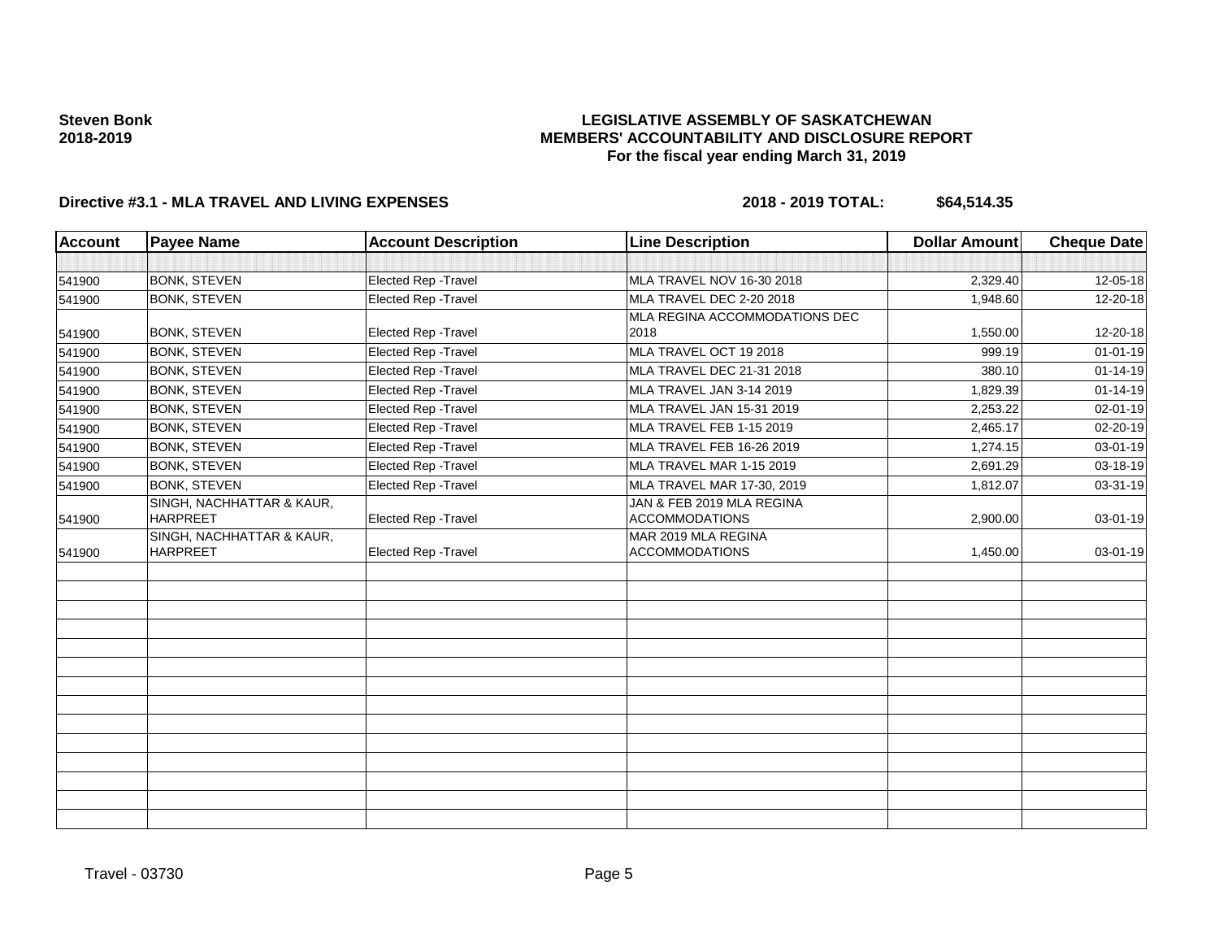**Steven Bonk**
**2018-2019**

# LEGISLATIVE ASSEMBLY OF SASKATCHEWAN
## MEMBERS' ACCOUNTABILITY AND DISCLOSURE REPORT
### For the fiscal year ending March 31, 2019

**Directive #3.1 - MLA TRAVEL AND LIVING EXPENSES** **2018 - 2019 TOTAL: $64,514.35**

| Account | Payee Name | Account Description | Line Description | Dollar Amount | Cheque Date |
|---|---|---|---|---|---|
| 541900 | BONK, STEVEN | Elected Rep -Travel | MLA TRAVEL NOV 16-30 2018 | 2,329.40 | 12-05-18 |
| 541900 | BONK, STEVEN | Elected Rep -Travel | MLA TRAVEL DEC 2-20 2018 | 1,948.60 | 12-20-18 |
| 541900 | BONK, STEVEN | Elected Rep -Travel | MLA REGINA ACCOMMODATIONS DEC 2018 | 1,550.00 | 12-20-18 |
| 541900 | BONK, STEVEN | Elected Rep -Travel | MLA TRAVEL OCT 19 2018 | 999.19 | 01-01-19 |
| 541900 | BONK, STEVEN | Elected Rep -Travel | MLA TRAVEL DEC 21-31 2018 | 380.10 | 01-14-19 |
| 541900 | BONK, STEVEN | Elected Rep -Travel | MLA TRAVEL JAN 3-14 2019 | 1,829.39 | 01-14-19 |
| 541900 | BONK, STEVEN | Elected Rep -Travel | MLA TRAVEL JAN 15-31 2019 | 2,253.22 | 02-01-19 |
| 541900 | BONK, STEVEN | Elected Rep -Travel | MLA TRAVEL FEB 1-15 2019 | 2,465.17 | 02-20-19 |
| 541900 | BONK, STEVEN | Elected Rep -Travel | MLA TRAVEL FEB 16-26 2019 | 1,274.15 | 03-01-19 |
| 541900 | BONK, STEVEN | Elected Rep -Travel | MLA TRAVEL MAR 1-15 2019 | 2,691.29 | 03-18-19 |
| 541900 | BONK, STEVEN | Elected Rep -Travel | MLA TRAVEL MAR 17-30, 2019 | 1,812.07 | 03-31-19 |
| 541900 | SINGH, NACHHATTAR & KAUR, HARPREET | Elected Rep -Travel | JAN & FEB 2019 MLA REGINA ACCOMMODATIONS | 2,900.00 | 03-01-19 |
| 541900 | SINGH, NACHHATTAR & KAUR, HARPREET | Elected Rep -Travel | MAR 2019 MLA REGINA ACCOMMODATIONS | 1,450.00 | 03-01-19 |

Travel - 03730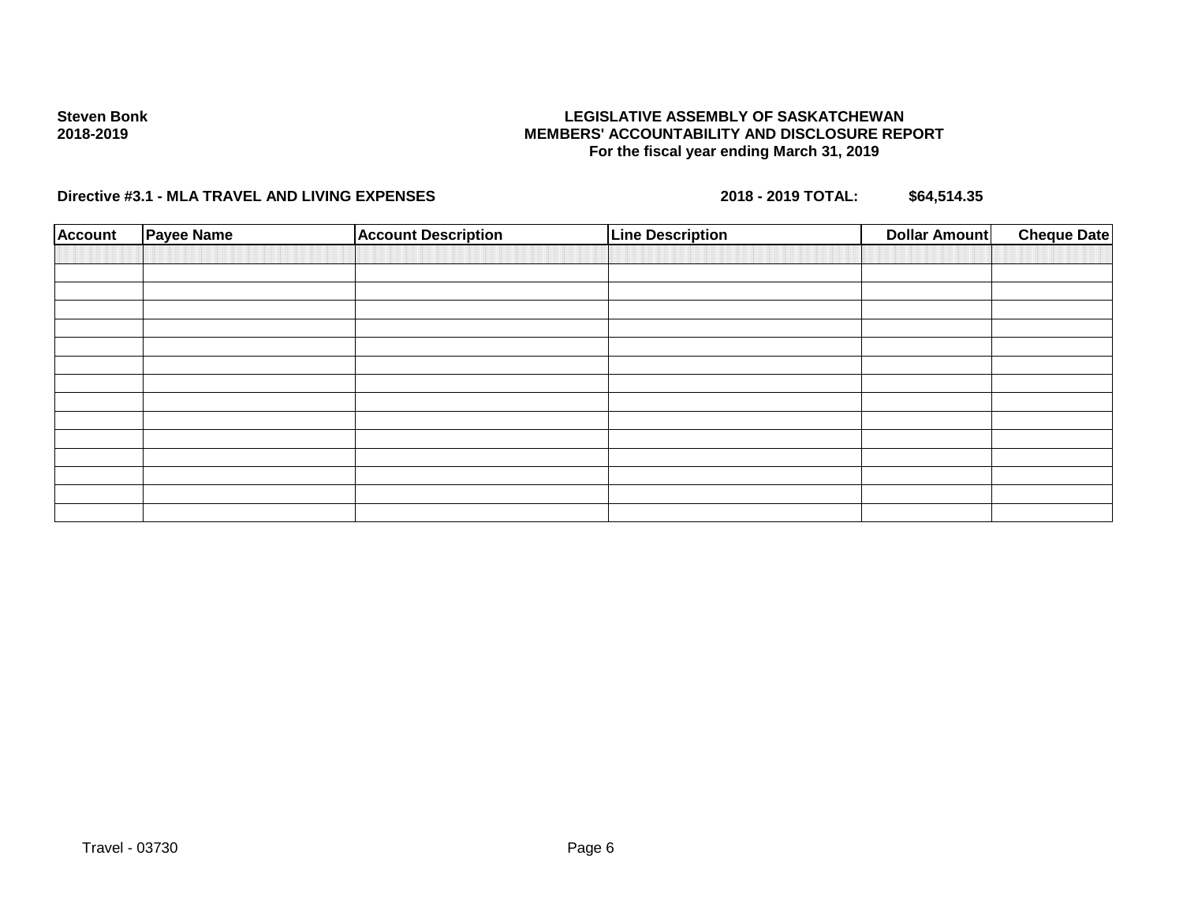**Steven Bonk**
**2018-2019**

**LEGISLATIVE ASSEMBLY OF SASKATCHEWAN**
**MEMBERS' ACCOUNTABILITY AND DISCLOSURE REPORT**
**For the fiscal year ending March 31, 2019**

**Directive #3.1 - MLA TRAVEL AND LIVING EXPENSES** **2018 - 2019 TOTAL: $64,514.35**

| Account | Payee Name | Account Description | Line Description | Dollar Amount | Cheque Date |
|---|---|---|---|---|---|
| | | | | | |
| | | | | | |
| | | | | | |
| | | | | | |
| | | | | | |
| | | | | | |
| | | | | | |
| | | | | | |
| | | | | | |
| | | | | | |
| | | | | | |
| | | | | | |
| | | | | | |
| | | | | | |
| | | | | | |

Travel - 03730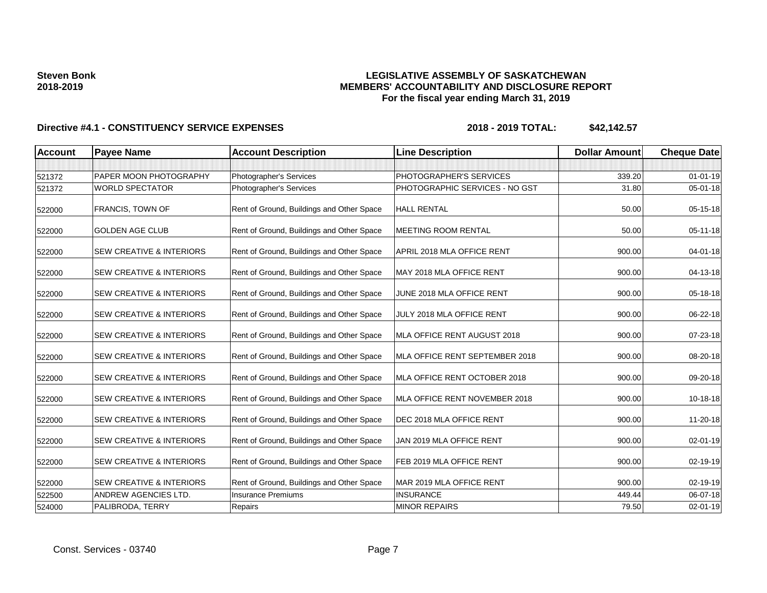**Steven Bonk**
**2018-2019**

**LEGISLATIVE ASSEMBLY OF SASKATCHEWAN**
**MEMBERS' ACCOUNTABILITY AND DISCLOSURE REPORT**
**For the fiscal year ending March 31, 2019**

**Directive #4.1 - CONSTITUENCY SERVICE EXPENSES** **2018 - 2019 TOTAL: $42,142.57**

| Account | Payee Name | Account Description | Line Description | Dollar Amount | Cheque Date |
|---|---|---|---|---|---|
| | | | | | |
| 521372 | PAPER MOON PHOTOGRAPHY | Photographer's Services | PHOTOGRAPHER'S SERVICES | 339.20 | 01-01-19 |
| 521372 | WORLD SPECTATOR | Photographer's Services | PHOTOGRAPHIC SERVICES - NO GST | 31.80 | 05-01-18 |
| 522000 | FRANCIS, TOWN OF | Rent of Ground, Buildings and Other Space | HALL RENTAL | 50.00 | 05-15-18 |
| 522000 | GOLDEN AGE CLUB | Rent of Ground, Buildings and Other Space | MEETING ROOM RENTAL | 50.00 | 05-11-18 |
| 522000 | SEW CREATIVE & INTERIORS | Rent of Ground, Buildings and Other Space | APRIL 2018 MLA OFFICE RENT | 900.00 | 04-01-18 |
| 522000 | SEW CREATIVE & INTERIORS | Rent of Ground, Buildings and Other Space | MAY 2018 MLA OFFICE RENT | 900.00 | 04-13-18 |
| 522000 | SEW CREATIVE & INTERIORS | Rent of Ground, Buildings and Other Space | JUNE 2018 MLA OFFICE RENT | 900.00 | 05-18-18 |
| 522000 | SEW CREATIVE & INTERIORS | Rent of Ground, Buildings and Other Space | JULY 2018 MLA OFFICE RENT | 900.00 | 06-22-18 |
| 522000 | SEW CREATIVE & INTERIORS | Rent of Ground, Buildings and Other Space | MLA OFFICE RENT AUGUST 2018 | 900.00 | 07-23-18 |
| 522000 | SEW CREATIVE & INTERIORS | Rent of Ground, Buildings and Other Space | MLA OFFICE RENT SEPTEMBER 2018 | 900.00 | 08-20-18 |
| 522000 | SEW CREATIVE & INTERIORS | Rent of Ground, Buildings and Other Space | MLA OFFICE RENT OCTOBER 2018 | 900.00 | 09-20-18 |
| 522000 | SEW CREATIVE & INTERIORS | Rent of Ground, Buildings and Other Space | MLA OFFICE RENT NOVEMBER 2018 | 900.00 | 10-18-18 |
| 522000 | SEW CREATIVE & INTERIORS | Rent of Ground, Buildings and Other Space | DEC 2018 MLA OFFICE RENT | 900.00 | 11-20-18 |
| 522000 | SEW CREATIVE & INTERIORS | Rent of Ground, Buildings and Other Space | JAN 2019 MLA OFFICE RENT | 900.00 | 02-01-19 |
| 522000 | SEW CREATIVE & INTERIORS | Rent of Ground, Buildings and Other Space | FEB 2019 MLA OFFICE RENT | 900.00 | 02-19-19 |
| 522000 | SEW CREATIVE & INTERIORS | Rent of Ground, Buildings and Other Space | MAR 2019 MLA OFFICE RENT | 900.00 | 02-19-19 |
| 522500 | ANDREW AGENCIES LTD. | Insurance Premiums | INSURANCE | 449.44 | 06-07-18 |
| 524000 | PALIBRODA, TERRY | Repairs | MINOR REPAIRS | 79.50 | 02-01-19 |

Const. Services - 03740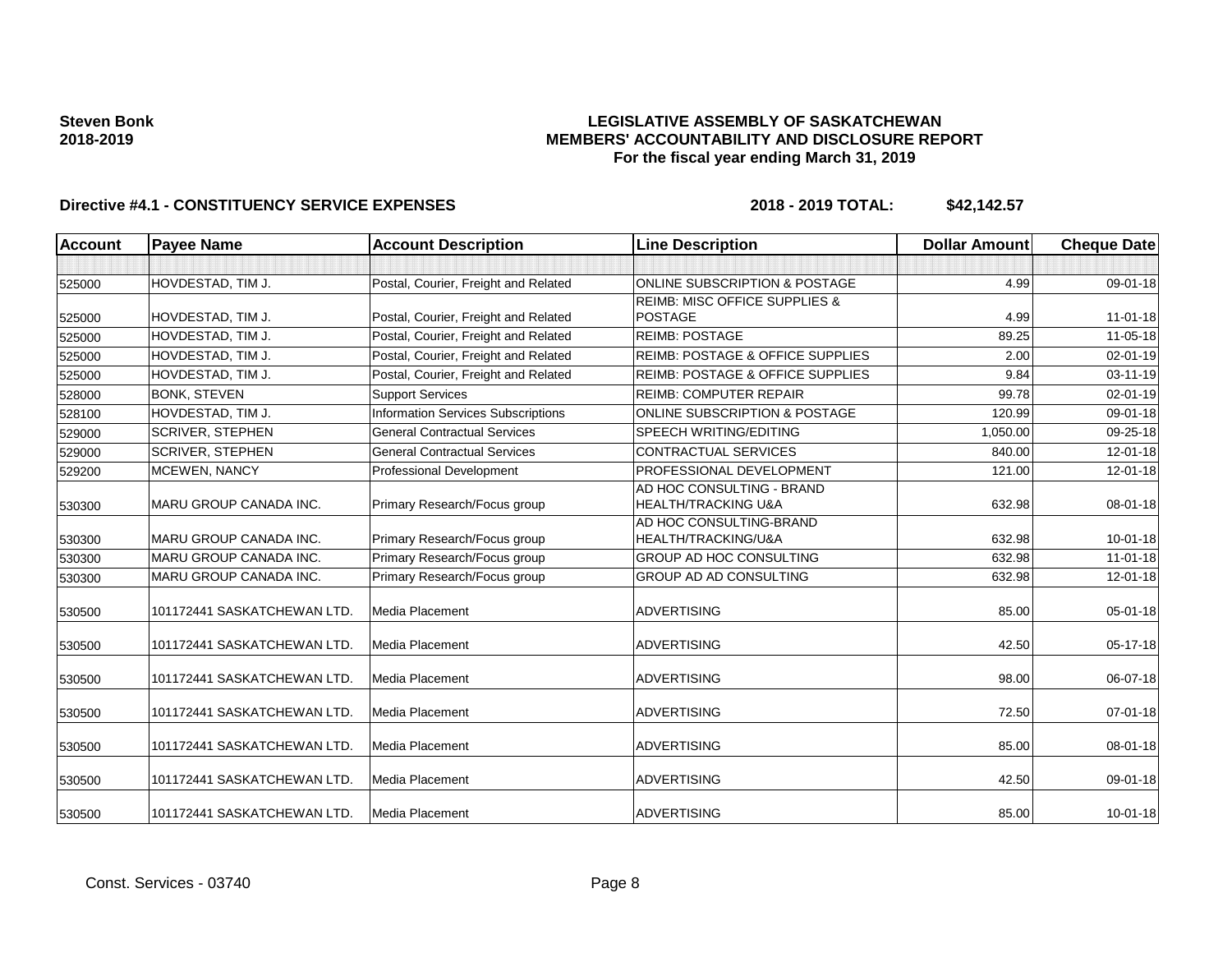**Steven Bonk**
**2018-2019**

**LEGISLATIVE ASSEMBLY OF SASKATCHEWAN**
**MEMBERS' ACCOUNTABILITY AND DISCLOSURE REPORT**
**For the fiscal year ending March 31, 2019**

**Directive #4.1 - CONSTITUENCY SERVICE EXPENSES** **2018 - 2019 TOTAL: $42,142.57**

| Account | Payee Name | Account Description | Line Description | Dollar Amount | Cheque Date |
|---|---|---|---|---|---|
| | | | | | |
| 525000 | HOVDESTAD, TIM J. | Postal, Courier, Freight and Related | ONLINE SUBSCRIPTION & POSTAGE | 4.99 | 09-01-18 |
| 525000 | HOVDESTAD, TIM J. | Postal, Courier, Freight and Related | REIMB: MISC OFFICE SUPPLIES & POSTAGE | 4.99 | 11-01-18 |
| 525000 | HOVDESTAD, TIM J. | Postal, Courier, Freight and Related | REIMB: POSTAGE | 89.25 | 11-05-18 |
| 525000 | HOVDESTAD, TIM J. | Postal, Courier, Freight and Related | REIMB: POSTAGE & OFFICE SUPPLIES | 2.00 | 02-01-19 |
| 525000 | HOVDESTAD, TIM J. | Postal, Courier, Freight and Related | REIMB: POSTAGE & OFFICE SUPPLIES | 9.84 | 03-11-19 |
| 528000 | BONK, STEVEN | Support Services | REIMB: COMPUTER REPAIR | 99.78 | 02-01-19 |
| 528100 | HOVDESTAD, TIM J. | Information Services Subscriptions | ONLINE SUBSCRIPTION & POSTAGE | 120.99 | 09-01-18 |
| 529000 | SCRIVER, STEPHEN | General Contractual Services | SPEECH WRITING/EDITING | 1,050.00 | 09-25-18 |
| 529000 | SCRIVER, STEPHEN | General Contractual Services | CONTRACTUAL SERVICES | 840.00 | 12-01-18 |
| 529200 | MCEWEN, NANCY | Professional Development | PROFESSIONAL DEVELOPMENT | 121.00 | 12-01-18 |
| 530300 | MARU GROUP CANADA INC. | Primary Research/Focus group | AD HOC CONSULTING - BRAND HEALTH/TRACKING U&A | 632.98 | 08-01-18 |
| 530300 | MARU GROUP CANADA INC. | Primary Research/Focus group | AD HOC CONSULTING-BRAND HEALTH/TRACKING/U&A | 632.98 | 10-01-18 |
| 530300 | MARU GROUP CANADA INC. | Primary Research/Focus group | GROUP AD HOC CONSULTING | 632.98 | 11-01-18 |
| 530300 | MARU GROUP CANADA INC. | Primary Research/Focus group | GROUP AD AD CONSULTING | 632.98 | 12-01-18 |
| 530500 | 101172441 SASKATCHEWAN LTD. | Media Placement | ADVERTISING | 85.00 | 05-01-18 |
| 530500 | 101172441 SASKATCHEWAN LTD. | Media Placement | ADVERTISING | 42.50 | 05-17-18 |
| 530500 | 101172441 SASKATCHEWAN LTD. | Media Placement | ADVERTISING | 98.00 | 06-07-18 |
| 530500 | 101172441 SASKATCHEWAN LTD. | Media Placement | ADVERTISING | 72.50 | 07-01-18 |
| 530500 | 101172441 SASKATCHEWAN LTD. | Media Placement | ADVERTISING | 85.00 | 08-01-18 |
| 530500 | 101172441 SASKATCHEWAN LTD. | Media Placement | ADVERTISING | 42.50 | 09-01-18 |
| 530500 | 101172441 SASKATCHEWAN LTD. | Media Placement | ADVERTISING | 85.00 | 10-01-18 |

Const. Services - 03740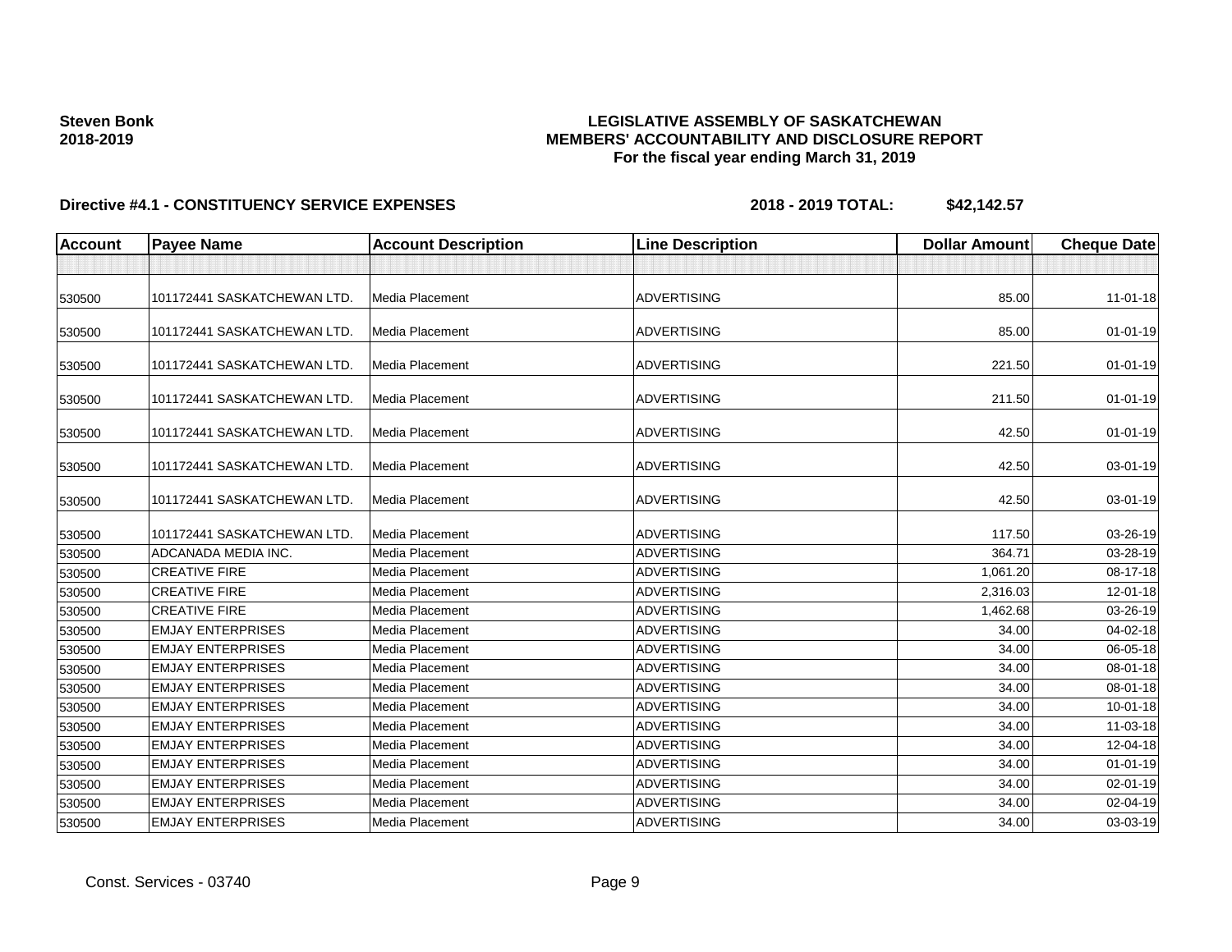**Steven Bonk**
**2018-2019**

**LEGISLATIVE ASSEMBLY OF SASKATCHEWAN**
**MEMBERS' ACCOUNTABILITY AND DISCLOSURE REPORT**
**For the fiscal year ending March 31, 2019**

**Directive #4.1 - CONSTITUENCY SERVICE EXPENSES** **2018 - 2019 TOTAL: $42,142.57**

| Account | Payee Name | Account Description | Line Description | Dollar Amount | Cheque Date |
|---|---|---|---|---|---|
| | | | | | |
| 530500 | 101172441 SASKATCHEWAN LTD. | Media Placement | ADVERTISING | 85.00 | 11-01-18 |
| 530500 | 101172441 SASKATCHEWAN LTD. | Media Placement | ADVERTISING | 85.00 | 01-01-19 |
| 530500 | 101172441 SASKATCHEWAN LTD. | Media Placement | ADVERTISING | 221.50 | 01-01-19 |
| 530500 | 101172441 SASKATCHEWAN LTD. | Media Placement | ADVERTISING | 211.50 | 01-01-19 |
| 530500 | 101172441 SASKATCHEWAN LTD. | Media Placement | ADVERTISING | 42.50 | 01-01-19 |
| 530500 | 101172441 SASKATCHEWAN LTD. | Media Placement | ADVERTISING | 42.50 | 03-01-19 |
| 530500 | 101172441 SASKATCHEWAN LTD. | Media Placement | ADVERTISING | 42.50 | 03-01-19 |
| 530500 | 101172441 SASKATCHEWAN LTD. | Media Placement | ADVERTISING | 117.50 | 03-26-19 |
| 530500 | ADCANADA MEDIA INC. | Media Placement | ADVERTISING | 364.71 | 03-28-19 |
| 530500 | CREATIVE FIRE | Media Placement | ADVERTISING | 1,061.20 | 08-17-18 |
| 530500 | CREATIVE FIRE | Media Placement | ADVERTISING | 2,316.03 | 12-01-18 |
| 530500 | CREATIVE FIRE | Media Placement | ADVERTISING | 1,462.68 | 03-26-19 |
| 530500 | EMJAY ENTERPRISES | Media Placement | ADVERTISING | 34.00 | 04-02-18 |
| 530500 | EMJAY ENTERPRISES | Media Placement | ADVERTISING | 34.00 | 06-05-18 |
| 530500 | EMJAY ENTERPRISES | Media Placement | ADVERTISING | 34.00 | 08-01-18 |
| 530500 | EMJAY ENTERPRISES | Media Placement | ADVERTISING | 34.00 | 08-01-18 |
| 530500 | EMJAY ENTERPRISES | Media Placement | ADVERTISING | 34.00 | 10-01-18 |
| 530500 | EMJAY ENTERPRISES | Media Placement | ADVERTISING | 34.00 | 11-03-18 |
| 530500 | EMJAY ENTERPRISES | Media Placement | ADVERTISING | 34.00 | 12-04-18 |
| 530500 | EMJAY ENTERPRISES | Media Placement | ADVERTISING | 34.00 | 01-01-19 |
| 530500 | EMJAY ENTERPRISES | Media Placement | ADVERTISING | 34.00 | 02-01-19 |
| 530500 | EMJAY ENTERPRISES | Media Placement | ADVERTISING | 34.00 | 02-04-19 |
| 530500 | EMJAY ENTERPRISES | Media Placement | ADVERTISING | 34.00 | 03-03-19 |

Const. Services - 03740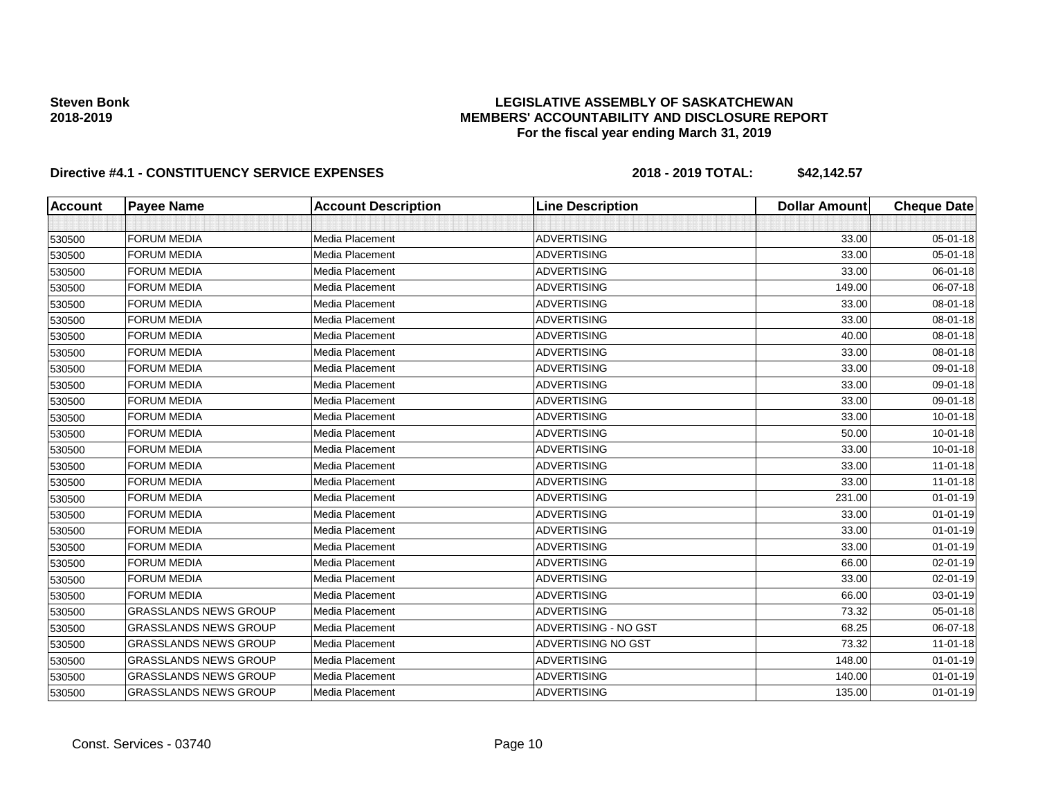**Steven Bonk**
**2018-2019**

**LEGISLATIVE ASSEMBLY OF SASKATCHEWAN**
**MEMBERS' ACCOUNTABILITY AND DISCLOSURE REPORT**
**For the fiscal year ending March 31, 2019**

**Directive #4.1 - CONSTITUENCY SERVICE EXPENSES** **2018 - 2019 TOTAL: $42,142.57**

| Account | Payee Name | Account Description | Line Description | Dollar Amount | Cheque Date |
|---|---|---|---|---|---|
| | | | | | |
| 530500 | FORUM MEDIA | Media Placement | ADVERTISING | 33.00 | 05-01-18 |
| 530500 | FORUM MEDIA | Media Placement | ADVERTISING | 33.00 | 05-01-18 |
| 530500 | FORUM MEDIA | Media Placement | ADVERTISING | 33.00 | 06-01-18 |
| 530500 | FORUM MEDIA | Media Placement | ADVERTISING | 149.00 | 06-07-18 |
| 530500 | FORUM MEDIA | Media Placement | ADVERTISING | 33.00 | 08-01-18 |
| 530500 | FORUM MEDIA | Media Placement | ADVERTISING | 33.00 | 08-01-18 |
| 530500 | FORUM MEDIA | Media Placement | ADVERTISING | 40.00 | 08-01-18 |
| 530500 | FORUM MEDIA | Media Placement | ADVERTISING | 33.00 | 08-01-18 |
| 530500 | FORUM MEDIA | Media Placement | ADVERTISING | 33.00 | 09-01-18 |
| 530500 | FORUM MEDIA | Media Placement | ADVERTISING | 33.00 | 09-01-18 |
| 530500 | FORUM MEDIA | Media Placement | ADVERTISING | 33.00 | 09-01-18 |
| 530500 | FORUM MEDIA | Media Placement | ADVERTISING | 33.00 | 10-01-18 |
| 530500 | FORUM MEDIA | Media Placement | ADVERTISING | 50.00 | 10-01-18 |
| 530500 | FORUM MEDIA | Media Placement | ADVERTISING | 33.00 | 10-01-18 |
| 530500 | FORUM MEDIA | Media Placement | ADVERTISING | 33.00 | 11-01-18 |
| 530500 | FORUM MEDIA | Media Placement | ADVERTISING | 33.00 | 11-01-18 |
| 530500 | FORUM MEDIA | Media Placement | ADVERTISING | 231.00 | 01-01-19 |
| 530500 | FORUM MEDIA | Media Placement | ADVERTISING | 33.00 | 01-01-19 |
| 530500 | FORUM MEDIA | Media Placement | ADVERTISING | 33.00 | 01-01-19 |
| 530500 | FORUM MEDIA | Media Placement | ADVERTISING | 33.00 | 01-01-19 |
| 530500 | FORUM MEDIA | Media Placement | ADVERTISING | 66.00 | 02-01-19 |
| 530500 | FORUM MEDIA | Media Placement | ADVERTISING | 33.00 | 02-01-19 |
| 530500 | FORUM MEDIA | Media Placement | ADVERTISING | 66.00 | 03-01-19 |
| 530500 | GRASSLANDS NEWS GROUP | Media Placement | ADVERTISING | 73.32 | 05-01-18 |
| 530500 | GRASSLANDS NEWS GROUP | Media Placement | ADVERTISING - NO GST | 68.25 | 06-07-18 |
| 530500 | GRASSLANDS NEWS GROUP | Media Placement | ADVERTISING NO GST | 73.32 | 11-01-18 |
| 530500 | GRASSLANDS NEWS GROUP | Media Placement | ADVERTISING | 148.00 | 01-01-19 |
| 530500 | GRASSLANDS NEWS GROUP | Media Placement | ADVERTISING | 140.00 | 01-01-19 |
| 530500 | GRASSLANDS NEWS GROUP | Media Placement | ADVERTISING | 135.00 | 01-01-19 |

Const. Services - 03740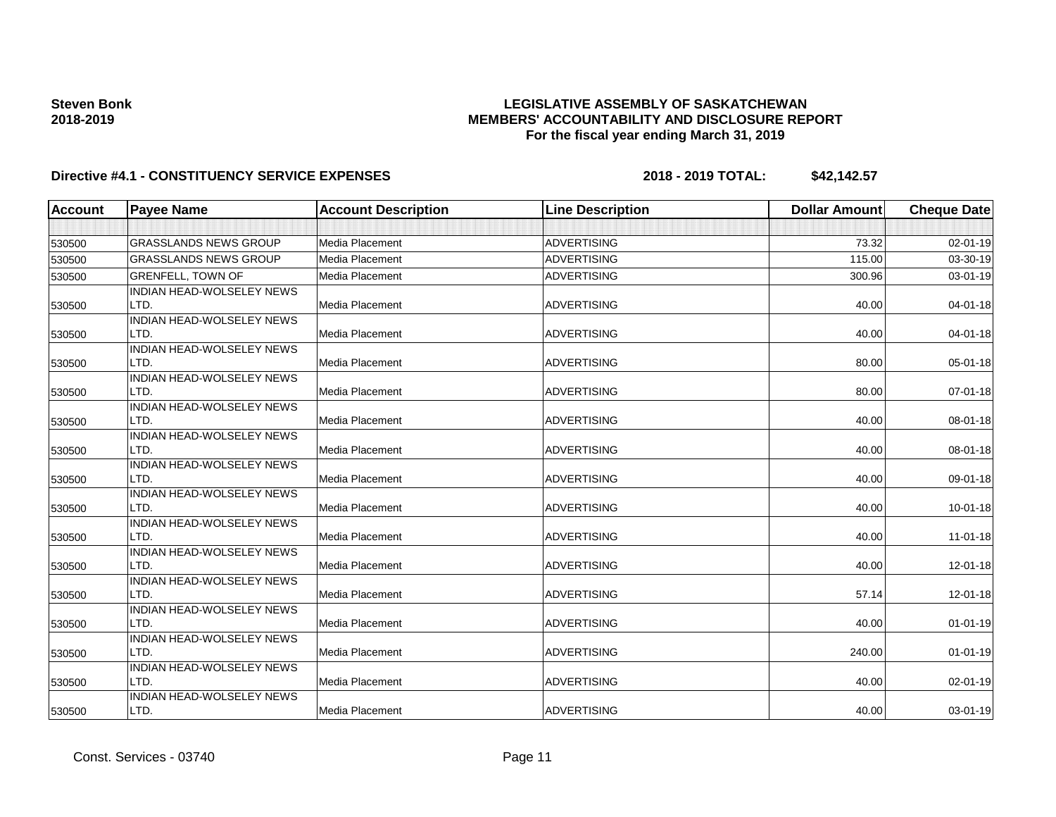**Steven Bonk**
**2018-2019**

**LEGISLATIVE ASSEMBLY OF SASKATCHEWAN**
**MEMBERS' ACCOUNTABILITY AND DISCLOSURE REPORT**
**For the fiscal year ending March 31, 2019**

**Directive #4.1 - CONSTITUENCY SERVICE EXPENSES** **2018 - 2019 TOTAL: $42,142.57**

| Account | Payee Name | Account Description | Line Description | Dollar Amount | Cheque Date |
|---|---|---|---|---|---|
| | | | | | |
| 530500 | GRASSLANDS NEWS GROUP | Media Placement | ADVERTISING | 73.32 | 02-01-19 |
| 530500 | GRASSLANDS NEWS GROUP | Media Placement | ADVERTISING | 115.00 | 03-30-19 |
| 530500 | GRENFELL, TOWN OF | Media Placement | ADVERTISING | 300.96 | 03-01-19 |
| 530500 | INDIAN HEAD-WOLSELEY NEWS LTD. | Media Placement | ADVERTISING | 40.00 | 04-01-18 |
| 530500 | INDIAN HEAD-WOLSELEY NEWS LTD. | Media Placement | ADVERTISING | 40.00 | 04-01-18 |
| 530500 | INDIAN HEAD-WOLSELEY NEWS LTD. | Media Placement | ADVERTISING | 80.00 | 05-01-18 |
| 530500 | INDIAN HEAD-WOLSELEY NEWS LTD. | Media Placement | ADVERTISING | 80.00 | 07-01-18 |
| 530500 | INDIAN HEAD-WOLSELEY NEWS LTD. | Media Placement | ADVERTISING | 40.00 | 08-01-18 |
| 530500 | INDIAN HEAD-WOLSELEY NEWS LTD. | Media Placement | ADVERTISING | 40.00 | 08-01-18 |
| 530500 | INDIAN HEAD-WOLSELEY NEWS LTD. | Media Placement | ADVERTISING | 40.00 | 09-01-18 |
| 530500 | INDIAN HEAD-WOLSELEY NEWS LTD. | Media Placement | ADVERTISING | 40.00 | 10-01-18 |
| 530500 | INDIAN HEAD-WOLSELEY NEWS LTD. | Media Placement | ADVERTISING | 40.00 | 11-01-18 |
| 530500 | INDIAN HEAD-WOLSELEY NEWS LTD. | Media Placement | ADVERTISING | 40.00 | 12-01-18 |
| 530500 | INDIAN HEAD-WOLSELEY NEWS LTD. | Media Placement | ADVERTISING | 57.14 | 12-01-18 |
| 530500 | INDIAN HEAD-WOLSELEY NEWS LTD. | Media Placement | ADVERTISING | 40.00 | 01-01-19 |
| 530500 | INDIAN HEAD-WOLSELEY NEWS LTD. | Media Placement | ADVERTISING | 240.00 | 01-01-19 |
| 530500 | INDIAN HEAD-WOLSELEY NEWS LTD. | Media Placement | ADVERTISING | 40.00 | 02-01-19 |
| 530500 | INDIAN HEAD-WOLSELEY NEWS LTD. | Media Placement | ADVERTISING | 40.00 | 03-01-19 |

Const. Services - 03740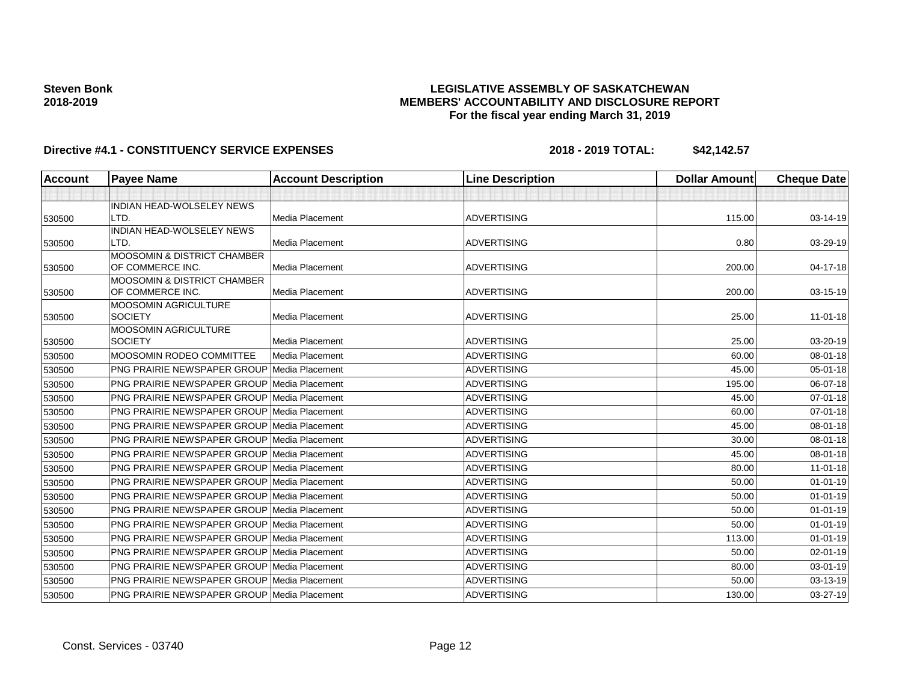**Steven Bonk**
**2018-2019**

# LEGISLATIVE ASSEMBLY OF SASKATCHEWAN
## MEMBERS' ACCOUNTABILITY AND DISCLOSURE REPORT
### For the fiscal year ending March 31, 2019

**Directive #4.1 - CONSTITUENCY SERVICE EXPENSES** **2018 - 2019 TOTAL: $42,142.57**

| Account | Payee Name | Account Description | Line Description | Dollar Amount | Cheque Date |
|---|---|---|---|---|---|
| | | | | | |
| 530500 | INDIAN HEAD-WOLSELEY NEWS LTD. | Media Placement | ADVERTISING | 115.00 | 03-14-19 |
| 530500 | INDIAN HEAD-WOLSELEY NEWS LTD. | Media Placement | ADVERTISING | 0.80 | 03-29-19 |
| 530500 | MOOSOMIN & DISTRICT CHAMBER OF COMMERCE INC. | Media Placement | ADVERTISING | 200.00 | 04-17-18 |
| 530500 | MOOSOMIN & DISTRICT CHAMBER OF COMMERCE INC. | Media Placement | ADVERTISING | 200.00 | 03-15-19 |
| 530500 | MOOSOMIN AGRICULTURE SOCIETY | Media Placement | ADVERTISING | 25.00 | 11-01-18 |
| 530500 | MOOSOMIN AGRICULTURE SOCIETY | Media Placement | ADVERTISING | 25.00 | 03-20-19 |
| 530500 | MOOSOMIN RODEO COMMITTEE | Media Placement | ADVERTISING | 60.00 | 08-01-18 |
| 530500 | PNG PRAIRIE NEWSPAPER GROUP | Media Placement | ADVERTISING | 45.00 | 05-01-18 |
| 530500 | PNG PRAIRIE NEWSPAPER GROUP | Media Placement | ADVERTISING | 195.00 | 06-07-18 |
| 530500 | PNG PRAIRIE NEWSPAPER GROUP | Media Placement | ADVERTISING | 45.00 | 07-01-18 |
| 530500 | PNG PRAIRIE NEWSPAPER GROUP | Media Placement | ADVERTISING | 60.00 | 07-01-18 |
| 530500 | PNG PRAIRIE NEWSPAPER GROUP | Media Placement | ADVERTISING | 45.00 | 08-01-18 |
| 530500 | PNG PRAIRIE NEWSPAPER GROUP | Media Placement | ADVERTISING | 30.00 | 08-01-18 |
| 530500 | PNG PRAIRIE NEWSPAPER GROUP | Media Placement | ADVERTISING | 45.00 | 08-01-18 |
| 530500 | PNG PRAIRIE NEWSPAPER GROUP | Media Placement | ADVERTISING | 80.00 | 11-01-18 |
| 530500 | PNG PRAIRIE NEWSPAPER GROUP | Media Placement | ADVERTISING | 50.00 | 01-01-19 |
| 530500 | PNG PRAIRIE NEWSPAPER GROUP | Media Placement | ADVERTISING | 50.00 | 01-01-19 |
| 530500 | PNG PRAIRIE NEWSPAPER GROUP | Media Placement | ADVERTISING | 50.00 | 01-01-19 |
| 530500 | PNG PRAIRIE NEWSPAPER GROUP | Media Placement | ADVERTISING | 50.00 | 01-01-19 |
| 530500 | PNG PRAIRIE NEWSPAPER GROUP | Media Placement | ADVERTISING | 113.00 | 01-01-19 |
| 530500 | PNG PRAIRIE NEWSPAPER GROUP | Media Placement | ADVERTISING | 50.00 | 02-01-19 |
| 530500 | PNG PRAIRIE NEWSPAPER GROUP | Media Placement | ADVERTISING | 80.00 | 03-01-19 |
| 530500 | PNG PRAIRIE NEWSPAPER GROUP | Media Placement | ADVERTISING | 50.00 | 03-13-19 |
| 530500 | PNG PRAIRIE NEWSPAPER GROUP | Media Placement | ADVERTISING | 130.00 | 03-27-19 |

Const. Services - 03740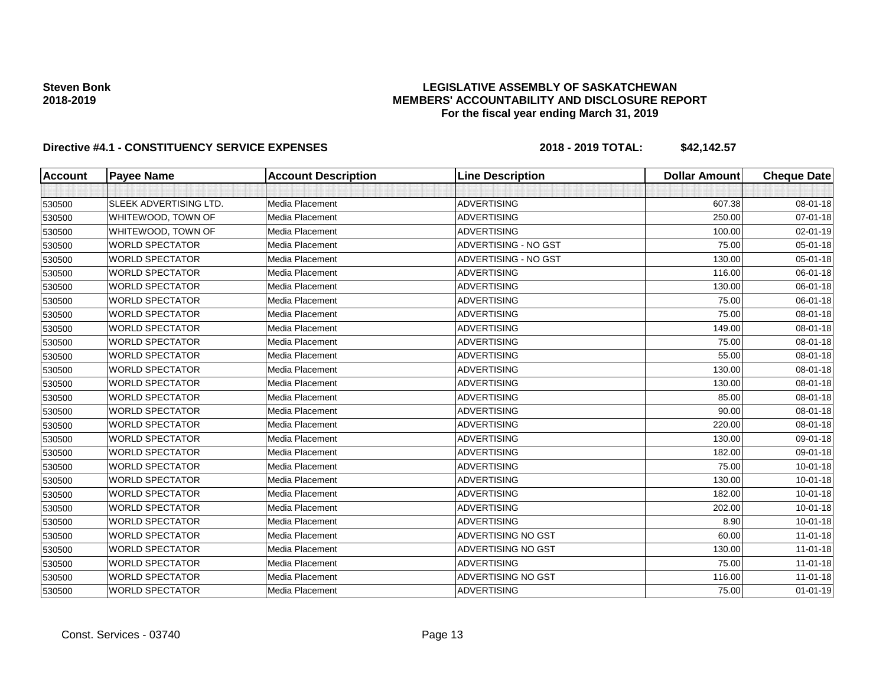**Steven Bonk**
**2018-2019**

**LEGISLATIVE ASSEMBLY OF SASKATCHEWAN**
**MEMBERS' ACCOUNTABILITY AND DISCLOSURE REPORT**
**For the fiscal year ending March 31, 2019**

**Directive #4.1 - CONSTITUENCY SERVICE EXPENSES** **2018 - 2019 TOTAL: $42,142.57**

| Account | Payee Name | Account Description | Line Description | Dollar Amount | Cheque Date |
|---|---|---|---|---|---|
| | | | | | |
| 530500 | SLEEK ADVERTISING LTD. | Media Placement | ADVERTISING | 607.38 | 08-01-18 |
| 530500 | WHITEWOOD, TOWN OF | Media Placement | ADVERTISING | 250.00 | 07-01-18 |
| 530500 | WHITEWOOD, TOWN OF | Media Placement | ADVERTISING | 100.00 | 02-01-19 |
| 530500 | WORLD SPECTATOR | Media Placement | ADVERTISING - NO GST | 75.00 | 05-01-18 |
| 530500 | WORLD SPECTATOR | Media Placement | ADVERTISING - NO GST | 130.00 | 05-01-18 |
| 530500 | WORLD SPECTATOR | Media Placement | ADVERTISING | 116.00 | 06-01-18 |
| 530500 | WORLD SPECTATOR | Media Placement | ADVERTISING | 130.00 | 06-01-18 |
| 530500 | WORLD SPECTATOR | Media Placement | ADVERTISING | 75.00 | 06-01-18 |
| 530500 | WORLD SPECTATOR | Media Placement | ADVERTISING | 75.00 | 08-01-18 |
| 530500 | WORLD SPECTATOR | Media Placement | ADVERTISING | 149.00 | 08-01-18 |
| 530500 | WORLD SPECTATOR | Media Placement | ADVERTISING | 75.00 | 08-01-18 |
| 530500 | WORLD SPECTATOR | Media Placement | ADVERTISING | 55.00 | 08-01-18 |
| 530500 | WORLD SPECTATOR | Media Placement | ADVERTISING | 130.00 | 08-01-18 |
| 530500 | WORLD SPECTATOR | Media Placement | ADVERTISING | 130.00 | 08-01-18 |
| 530500 | WORLD SPECTATOR | Media Placement | ADVERTISING | 85.00 | 08-01-18 |
| 530500 | WORLD SPECTATOR | Media Placement | ADVERTISING | 90.00 | 08-01-18 |
| 530500 | WORLD SPECTATOR | Media Placement | ADVERTISING | 220.00 | 08-01-18 |
| 530500 | WORLD SPECTATOR | Media Placement | ADVERTISING | 130.00 | 09-01-18 |
| 530500 | WORLD SPECTATOR | Media Placement | ADVERTISING | 182.00 | 09-01-18 |
| 530500 | WORLD SPECTATOR | Media Placement | ADVERTISING | 75.00 | 10-01-18 |
| 530500 | WORLD SPECTATOR | Media Placement | ADVERTISING | 130.00 | 10-01-18 |
| 530500 | WORLD SPECTATOR | Media Placement | ADVERTISING | 182.00 | 10-01-18 |
| 530500 | WORLD SPECTATOR | Media Placement | ADVERTISING | 202.00 | 10-01-18 |
| 530500 | WORLD SPECTATOR | Media Placement | ADVERTISING | 8.90 | 10-01-18 |
| 530500 | WORLD SPECTATOR | Media Placement | ADVERTISING NO GST | 60.00 | 11-01-18 |
| 530500 | WORLD SPECTATOR | Media Placement | ADVERTISING NO GST | 130.00 | 11-01-18 |
| 530500 | WORLD SPECTATOR | Media Placement | ADVERTISING | 75.00 | 11-01-18 |
| 530500 | WORLD SPECTATOR | Media Placement | ADVERTISING NO GST | 116.00 | 11-01-18 |
| 530500 | WORLD SPECTATOR | Media Placement | ADVERTISING | 75.00 | 01-01-19 |

Const. Services - 03740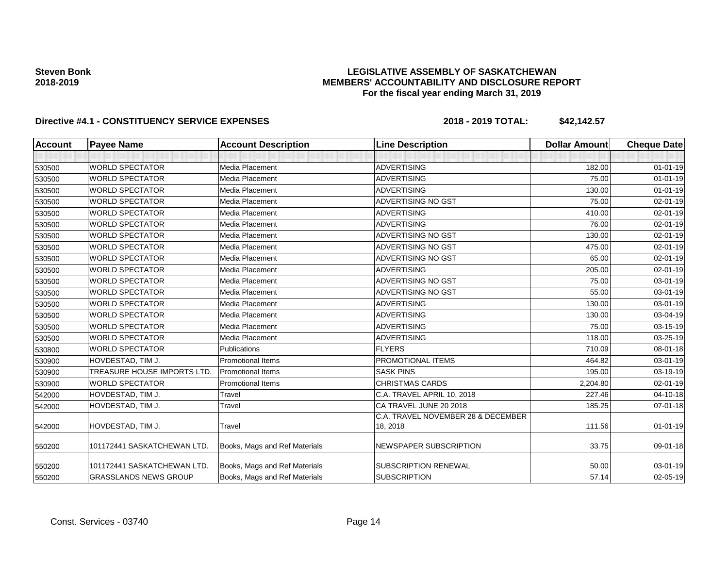**Steven Bonk**
**2018-2019**

# LEGISLATIVE ASSEMBLY OF SASKATCHEWAN
## MEMBERS' ACCOUNTABILITY AND DISCLOSURE REPORT
### For the fiscal year ending March 31, 2019

**Directive #4.1 - CONSTITUENCY SERVICE EXPENSES** **2018 - 2019 TOTAL: $42,142.57**

| Account | Payee Name | Account Description | Line Description | Dollar Amount | Cheque Date |
|---|---|---|---|---|---|
| | | | | | |
| 530500 | WORLD SPECTATOR | Media Placement | ADVERTISING | 182.00 | 01-01-19 |
| 530500 | WORLD SPECTATOR | Media Placement | ADVERTISING | 75.00 | 01-01-19 |
| 530500 | WORLD SPECTATOR | Media Placement | ADVERTISING | 130.00 | 01-01-19 |
| 530500 | WORLD SPECTATOR | Media Placement | ADVERTISING NO GST | 75.00 | 02-01-19 |
| 530500 | WORLD SPECTATOR | Media Placement | ADVERTISING | 410.00 | 02-01-19 |
| 530500 | WORLD SPECTATOR | Media Placement | ADVERTISING | 76.00 | 02-01-19 |
| 530500 | WORLD SPECTATOR | Media Placement | ADVERTISING NO GST | 130.00 | 02-01-19 |
| 530500 | WORLD SPECTATOR | Media Placement | ADVERTISING NO GST | 475.00 | 02-01-19 |
| 530500 | WORLD SPECTATOR | Media Placement | ADVERTISING NO GST | 65.00 | 02-01-19 |
| 530500 | WORLD SPECTATOR | Media Placement | ADVERTISING | 205.00 | 02-01-19 |
| 530500 | WORLD SPECTATOR | Media Placement | ADVERTISING NO GST | 75.00 | 03-01-19 |
| 530500 | WORLD SPECTATOR | Media Placement | ADVERTISING NO GST | 55.00 | 03-01-19 |
| 530500 | WORLD SPECTATOR | Media Placement | ADVERTISING | 130.00 | 03-01-19 |
| 530500 | WORLD SPECTATOR | Media Placement | ADVERTISING | 130.00 | 03-04-19 |
| 530500 | WORLD SPECTATOR | Media Placement | ADVERTISING | 75.00 | 03-15-19 |
| 530500 | WORLD SPECTATOR | Media Placement | ADVERTISING | 118.00 | 03-25-19 |
| 530800 | WORLD SPECTATOR | Publications | FLYERS | 710.09 | 08-01-18 |
| 530900 | HOVDESTAD, TIM J. | Promotional Items | PROMOTIONAL ITEMS | 464.82 | 03-01-19 |
| 530900 | TREASURE HOUSE IMPORTS LTD. | Promotional Items | SASK PINS | 195.00 | 03-19-19 |
| 530900 | WORLD SPECTATOR | Promotional Items | CHRISTMAS CARDS | 2,204.80 | 02-01-19 |
| 542000 | HOVDESTAD, TIM J. | Travel | C.A. TRAVEL APRIL 10, 2018 | 227.46 | 04-10-18 |
| 542000 | HOVDESTAD, TIM J. | Travel | CA TRAVEL JUNE 20 2018 | 185.25 | 07-01-18 |
| 542000 | HOVDESTAD, TIM J. | Travel | C.A. TRAVEL NOVEMBER 28 & DECEMBER 18, 2018 | 111.56 | 01-01-19 |
| 550200 | 101172441 SASKATCHEWAN LTD. | Books, Mags and Ref Materials | NEWSPAPER SUBSCRIPTION | 33.75 | 09-01-18 |
| 550200 | 101172441 SASKATCHEWAN LTD. | Books, Mags and Ref Materials | SUBSCRIPTION RENEWAL | 50.00 | 03-01-19 |
| 550200 | GRASSLANDS NEWS GROUP | Books, Mags and Ref Materials | SUBSCRIPTION | 57.14 | 02-05-19 |

Const. Services - 03740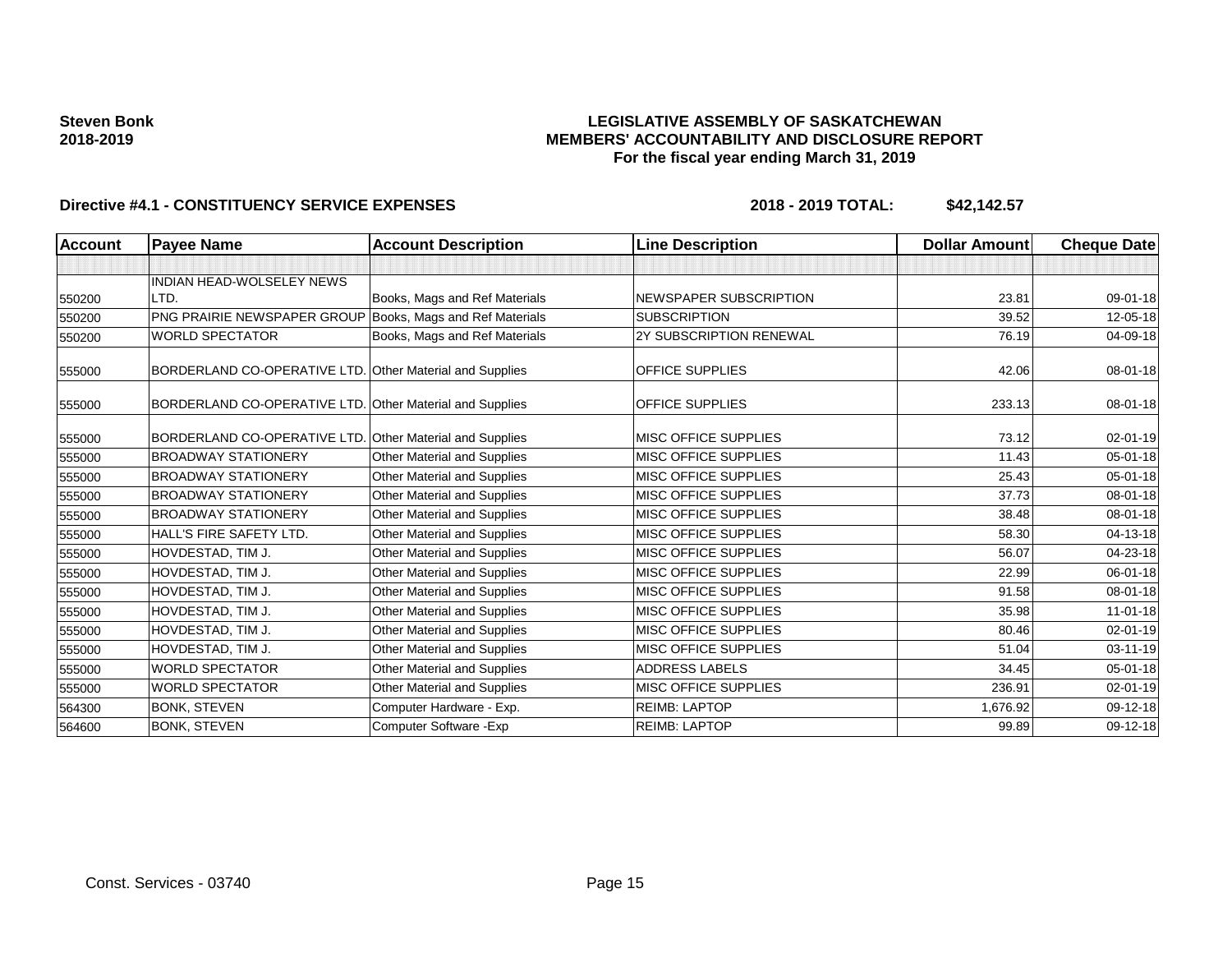**Steven Bonk**
**2018-2019**

**LEGISLATIVE ASSEMBLY OF SASKATCHEWAN**
**MEMBERS' ACCOUNTABILITY AND DISCLOSURE REPORT**
**For the fiscal year ending March 31, 2019**

**Directive #4.1 - CONSTITUENCY SERVICE EXPENSES** **2018 - 2019 TOTAL: $42,142.57**

| Account | Payee Name | Account Description | Line Description | Dollar Amount | Cheque Date |
|---|---|---|---|---|---|
| | | | | | |
| 550200 | INDIAN HEAD-WOLSELEY NEWS LTD. | Books, Mags and Ref Materials | NEWSPAPER SUBSCRIPTION | 23.81 | 09-01-18 |
| 550200 | PNG PRAIRIE NEWSPAPER GROUP | Books, Mags and Ref Materials | SUBSCRIPTION | 39.52 | 12-05-18 |
| 550200 | WORLD SPECTATOR | Books, Mags and Ref Materials | 2Y SUBSCRIPTION RENEWAL | 76.19 | 04-09-18 |
| 555000 | BORDERLAND CO-OPERATIVE LTD. | Other Material and Supplies | OFFICE SUPPLIES | 42.06 | 08-01-18 |
| 555000 | BORDERLAND CO-OPERATIVE LTD. | Other Material and Supplies | OFFICE SUPPLIES | 233.13 | 08-01-18 |
| 555000 | BORDERLAND CO-OPERATIVE LTD. | Other Material and Supplies | MISC OFFICE SUPPLIES | 73.12 | 02-01-19 |
| 555000 | BROADWAY STATIONERY | Other Material and Supplies | MISC OFFICE SUPPLIES | 11.43 | 05-01-18 |
| 555000 | BROADWAY STATIONERY | Other Material and Supplies | MISC OFFICE SUPPLIES | 25.43 | 05-01-18 |
| 555000 | BROADWAY STATIONERY | Other Material and Supplies | MISC OFFICE SUPPLIES | 37.73 | 08-01-18 |
| 555000 | BROADWAY STATIONERY | Other Material and Supplies | MISC OFFICE SUPPLIES | 38.48 | 08-01-18 |
| 555000 | HALL'S FIRE SAFETY LTD. | Other Material and Supplies | MISC OFFICE SUPPLIES | 58.30 | 04-13-18 |
| 555000 | HOVDESTAD, TIM J. | Other Material and Supplies | MISC OFFICE SUPPLIES | 56.07 | 04-23-18 |
| 555000 | HOVDESTAD, TIM J. | Other Material and Supplies | MISC OFFICE SUPPLIES | 22.99 | 06-01-18 |
| 555000 | HOVDESTAD, TIM J. | Other Material and Supplies | MISC OFFICE SUPPLIES | 91.58 | 08-01-18 |
| 555000 | HOVDESTAD, TIM J. | Other Material and Supplies | MISC OFFICE SUPPLIES | 35.98 | 11-01-18 |
| 555000 | HOVDESTAD, TIM J. | Other Material and Supplies | MISC OFFICE SUPPLIES | 80.46 | 02-01-19 |
| 555000 | HOVDESTAD, TIM J. | Other Material and Supplies | MISC OFFICE SUPPLIES | 51.04 | 03-11-19 |
| 555000 | WORLD SPECTATOR | Other Material and Supplies | ADDRESS LABELS | 34.45 | 05-01-18 |
| 555000 | WORLD SPECTATOR | Other Material and Supplies | MISC OFFICE SUPPLIES | 236.91 | 02-01-19 |
| 564300 | BONK, STEVEN | Computer Hardware - Exp. | REIMB: LAPTOP | 1,676.92 | 09-12-18 |
| 564600 | BONK, STEVEN | Computer Software -Exp | REIMB: LAPTOP | 99.89 | 09-12-18 |

Const. Services - 03740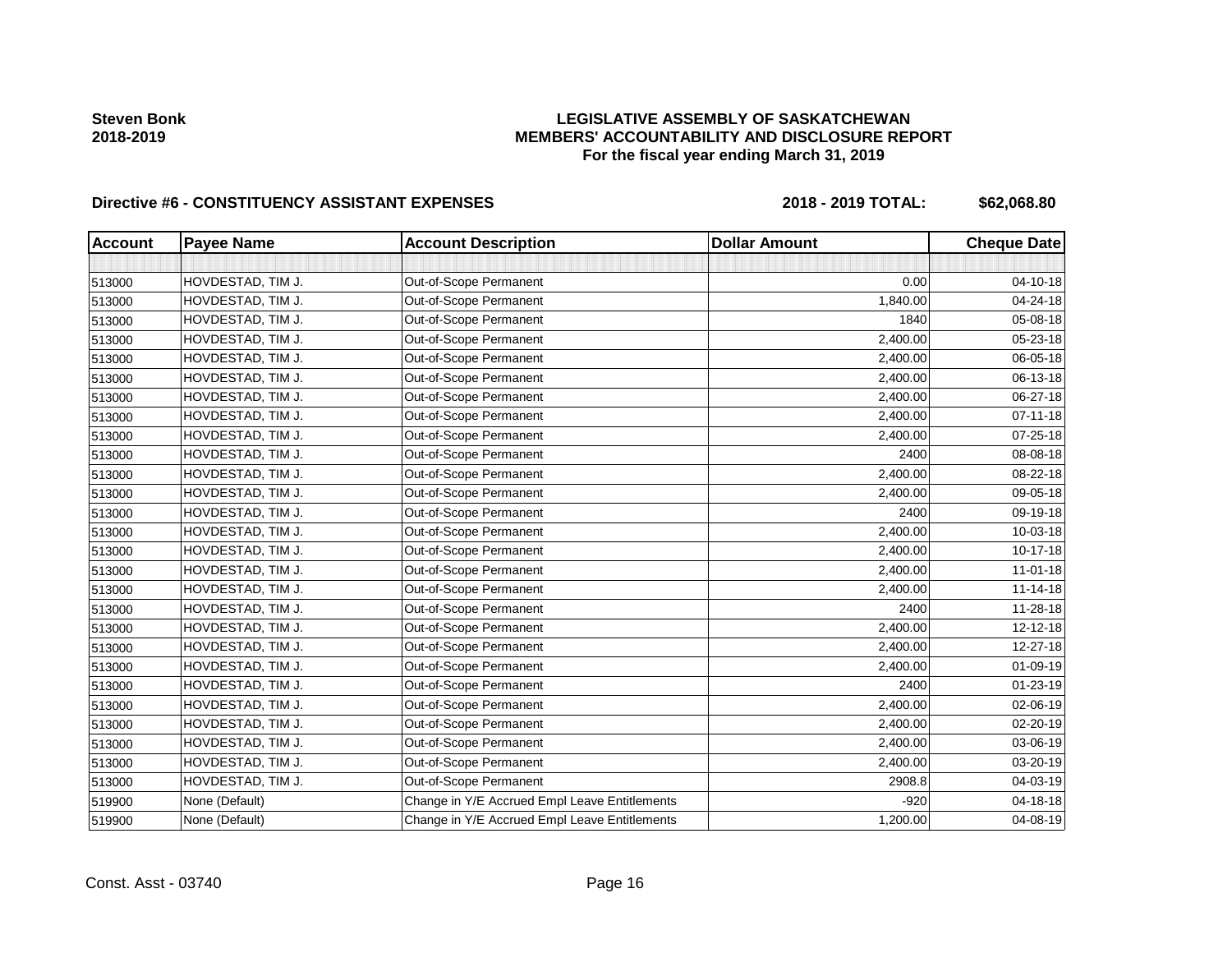**Steven Bonk**
**2018-2019**

# LEGISLATIVE ASSEMBLY OF SASKATCHEWAN
## MEMBERS' ACCOUNTABILITY AND DISCLOSURE REPORT
### For the fiscal year ending March 31, 2019

**Directive #6 - CONSTITUENCY ASSISTANT EXPENSES** **2018 - 2019 TOTAL: $62,068.80**

| Account | Payee Name | Account Description | Dollar Amount | Cheque Date |
|---|---|---|---|---|
| | | | | |
| 513000 | HOVDESTAD, TIM J. | Out-of-Scope Permanent | 0.00 | 04-10-18 |
| 513000 | HOVDESTAD, TIM J. | Out-of-Scope Permanent | 1,840.00 | 04-24-18 |
| 513000 | HOVDESTAD, TIM J. | Out-of-Scope Permanent | 1840 | 05-08-18 |
| 513000 | HOVDESTAD, TIM J. | Out-of-Scope Permanent | 2,400.00 | 05-23-18 |
| 513000 | HOVDESTAD, TIM J. | Out-of-Scope Permanent | 2,400.00 | 06-05-18 |
| 513000 | HOVDESTAD, TIM J. | Out-of-Scope Permanent | 2,400.00 | 06-13-18 |
| 513000 | HOVDESTAD, TIM J. | Out-of-Scope Permanent | 2,400.00 | 06-27-18 |
| 513000 | HOVDESTAD, TIM J. | Out-of-Scope Permanent | 2,400.00 | 07-11-18 |
| 513000 | HOVDESTAD, TIM J. | Out-of-Scope Permanent | 2,400.00 | 07-25-18 |
| 513000 | HOVDESTAD, TIM J. | Out-of-Scope Permanent | 2400 | 08-08-18 |
| 513000 | HOVDESTAD, TIM J. | Out-of-Scope Permanent | 2,400.00 | 08-22-18 |
| 513000 | HOVDESTAD, TIM J. | Out-of-Scope Permanent | 2,400.00 | 09-05-18 |
| 513000 | HOVDESTAD, TIM J. | Out-of-Scope Permanent | 2400 | 09-19-18 |
| 513000 | HOVDESTAD, TIM J. | Out-of-Scope Permanent | 2,400.00 | 10-03-18 |
| 513000 | HOVDESTAD, TIM J. | Out-of-Scope Permanent | 2,400.00 | 10-17-18 |
| 513000 | HOVDESTAD, TIM J. | Out-of-Scope Permanent | 2,400.00 | 11-01-18 |
| 513000 | HOVDESTAD, TIM J. | Out-of-Scope Permanent | 2,400.00 | 11-14-18 |
| 513000 | HOVDESTAD, TIM J. | Out-of-Scope Permanent | 2400 | 11-28-18 |
| 513000 | HOVDESTAD, TIM J. | Out-of-Scope Permanent | 2,400.00 | 12-12-18 |
| 513000 | HOVDESTAD, TIM J. | Out-of-Scope Permanent | 2,400.00 | 12-27-18 |
| 513000 | HOVDESTAD, TIM J. | Out-of-Scope Permanent | 2,400.00 | 01-09-19 |
| 513000 | HOVDESTAD, TIM J. | Out-of-Scope Permanent | 2400 | 01-23-19 |
| 513000 | HOVDESTAD, TIM J. | Out-of-Scope Permanent | 2,400.00 | 02-06-19 |
| 513000 | HOVDESTAD, TIM J. | Out-of-Scope Permanent | 2,400.00 | 02-20-19 |
| 513000 | HOVDESTAD, TIM J. | Out-of-Scope Permanent | 2,400.00 | 03-06-19 |
| 513000 | HOVDESTAD, TIM J. | Out-of-Scope Permanent | 2,400.00 | 03-20-19 |
| 513000 | HOVDESTAD, TIM J. | Out-of-Scope Permanent | 2908.8 | 04-03-19 |
| 519900 | None (Default) | Change in Y/E Accrued Empl Leave Entitlements | -920 | 04-18-18 |
| 519900 | None (Default) | Change in Y/E Accrued Empl Leave Entitlements | 1,200.00 | 04-08-19 |

Const. Asst - 03740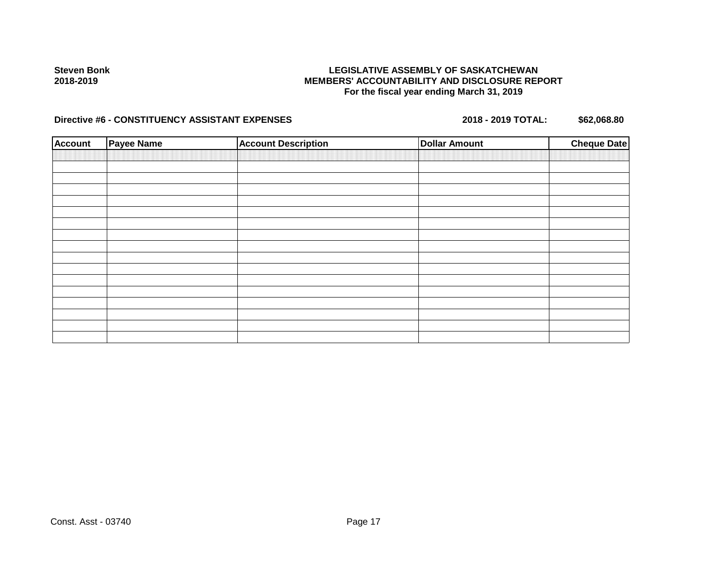**Steven Bonk**
**2018-2019**

**LEGISLATIVE ASSEMBLY OF SASKATCHEWAN**
**MEMBERS' ACCOUNTABILITY AND DISCLOSURE REPORT**
**For the fiscal year ending March 31, 2019**

**Directive #6 - CONSTITUENCY ASSISTANT EXPENSES** **2018 - 2019 TOTAL:** **$62,068.80**

| Account | Payee Name | Account Description | Dollar Amount | Cheque Date |
|---|---|---|---|---|
| | | | | |

Const. Asst - 03740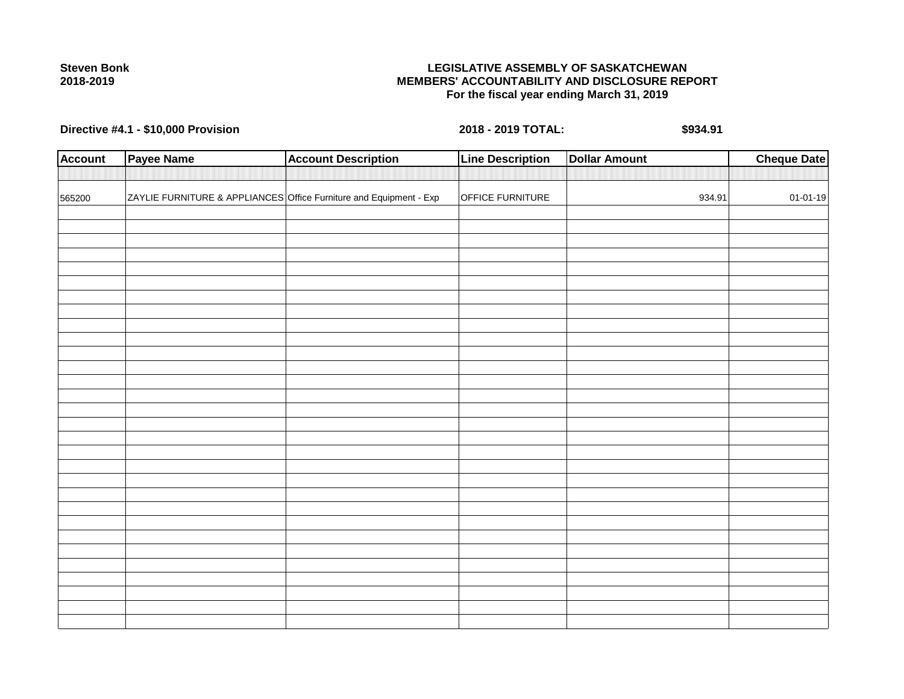**Steven Bonk**
**2018-2019**

**LEGISLATIVE ASSEMBLY OF SASKATCHEWAN**
**MEMBERS' ACCOUNTABILITY AND DISCLOSURE REPORT**
**For the fiscal year ending March 31, 2019**

**Directive #4.1 - $10,000 Provision** **2018 - 2019 TOTAL:** **$934.91**

| Account | Payee Name | Account Description | Line Description | Dollar Amount | Cheque Date |
|---|---|---|---|---|---|
| 565200 | ZAYLIE FURNITURE & APPLIANCES | Office Furniture and Equipment - Exp | OFFICE FURNITURE | 934.91 | 01-01-19 |